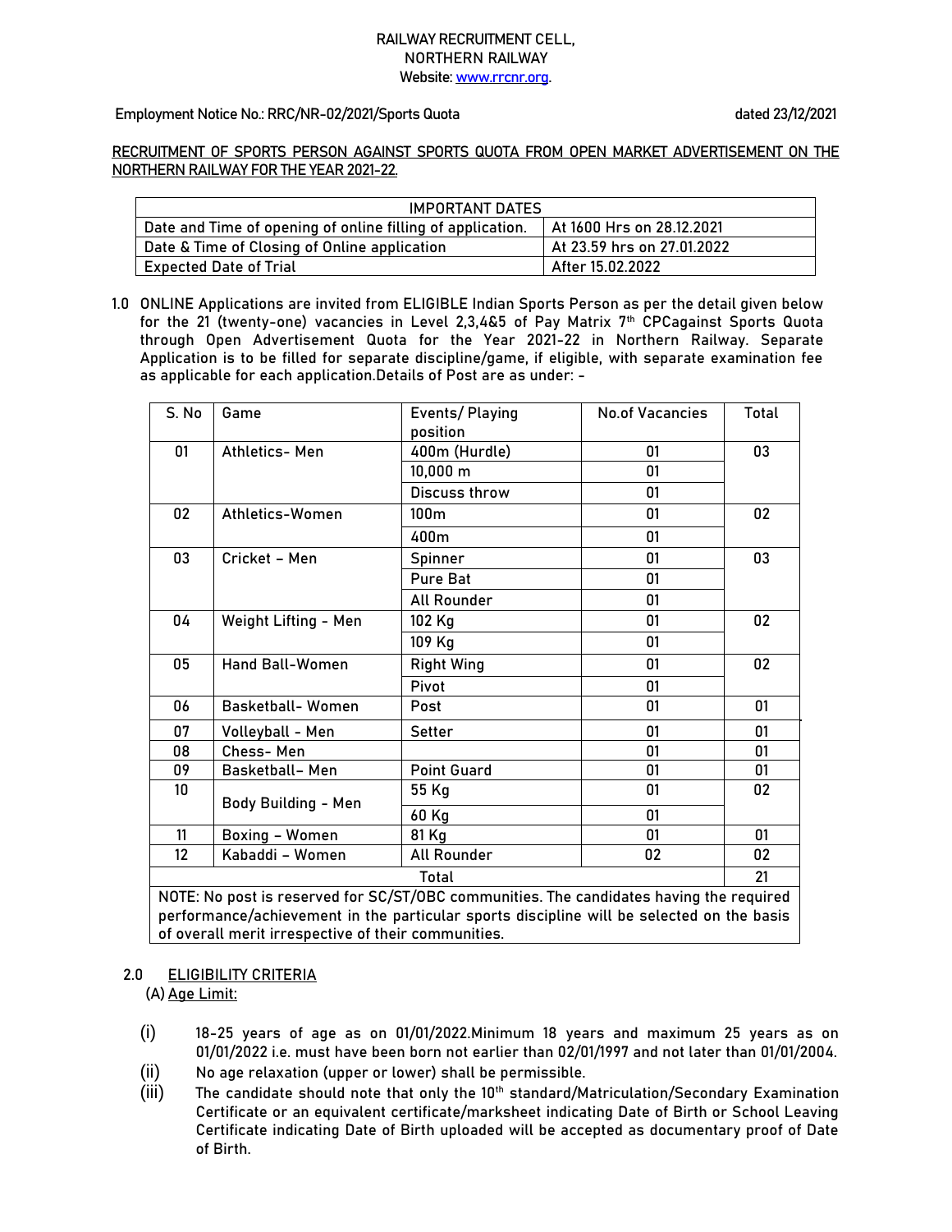# RAILWAY RECRUITMENT CELL,
# NORTHERN RAILWAY

**Website: www.rrcnr.org.**

**Employment Notice No.: RRC/NR-02/2021/Sports Quota** **dated 23/12/2021**

**RECRUITMENT OF SPORTS PERSON AGAINST SPORTS QUOTA FROM OPEN MARKET ADVERTISEMENT ON THE NORTHERN RAILWAY FOR THE YEAR 2021-22.**

| IMPORTANT DATES | |
|---|---|
| Date and Time of opening of online filling of application. | At 1600 Hrs on 28.12.2021 |
| Date & Time of Closing of Online application | At 23.59 hrs on 27.01.2022 |
| Expected Date of Trial | After 15.02.2022 |

1.0 ONLINE Applications are invited from ELIGIBLE Indian Sports Person as per the detail given below for the 21 (twenty-one) vacancies in Level 2,3,4&5 of Pay Matrix 7th CPCagainst Sports Quota through Open Advertisement Quota for the Year 2021-22 in Northern Railway. Separate Application is to be filled for separate discipline/game, if eligible, with separate examination fee as applicable for each application.Details of Post are as under: -

| S. No | Game | Events/ Playing position | No.of Vacancies | Total |
|---|---|---|---|---|
| 01 | Athletics- Men | 400m (Hurdle) | 01 | 03 |
| | | 10,000 m | 01 | |
| | | Discuss throw | 01 | |
| 02 | Athletics-Women | 100m | 01 | 02 |
| | | 400m | 01 | |
| 03 | Cricket – Men | Spinner | 01 | 03 |
| | | Pure Bat | 01 | |
| | | All Rounder | 01 | |
| 04 | Weight Lifting - Men | 102 Kg | 01 | 02 |
| | | 109 Kg | 01 | |
| 05 | Hand Ball-Women | Right Wing | 01 | 02 |
| | | Pivot | 01 | |
| 06 | Basketball- Women | Post | 01 | 01 |
| 07 | Volleyball - Men | Setter | 01 | 01 |
| 08 | Chess- Men | | 01 | 01 |
| 09 | Basketball- Men | Point Guard | 01 | 01 |
| 10 | Body Building - Men | 55 Kg | 01 | 02 |
| | | 60 Kg | 01 | |
| 11 | Boxing – Women | 81 Kg | 01 | 01 |
| 12 | Kabaddi – Women | All Rounder | 02 | 02 |
| | | Total | | 21 |

NOTE: No post is reserved for SC/ST/OBC communities. The candidates having the required performance/achievement in the particular sports discipline will be selected on the basis of overall merit irrespective of their communities.

## 2.0 ELIGIBILITY CRITERIA

(A) Age Limit:

(i) 18-25 years of age as on 01/01/2022.Minimum 18 years and maximum 25 years as on 01/01/2022 i.e. must have been born not earlier than 02/01/1997 and not later than 01/01/2004.

(ii) No age relaxation (upper or lower) shall be permissible.

(iii) The candidate should note that only the 10th standard/Matriculation/Secondary Examination Certificate or an equivalent certificate/marksheet indicating Date of Birth or School Leaving Certificate indicating Date of Birth uploaded will be accepted as documentary proof of Date of Birth.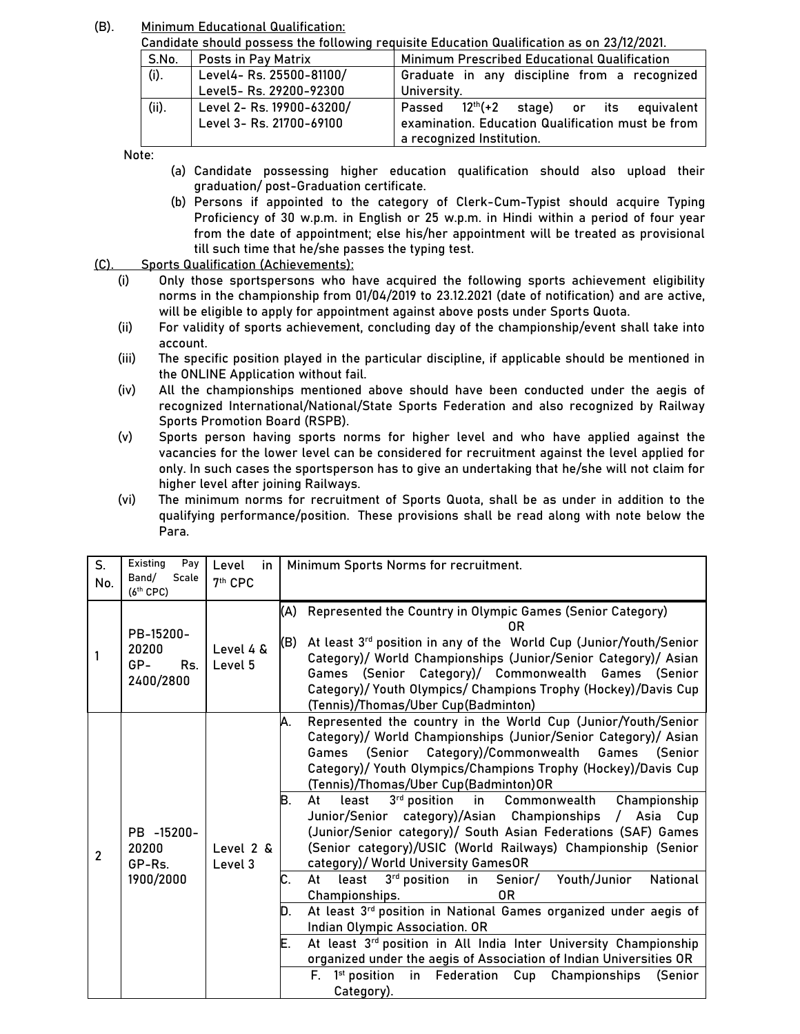**(B). Minimum Educational Qualification:**

Candidate should possess the following requisite Education Qualification as on 23/12/2021.

| S.No. | Posts in Pay Matrix | Minimum Prescribed Educational Qualification |
|---|---|---|
| (i). | Level4- Rs. 25500-81100/<br>Level5- Rs. 29200-92300 | Graduate in any discipline from a recognized University. |
| (ii). | Level 2- Rs. 19900-63200/<br>Level 3- Rs. 21700-69100 | Passed 12th(+2 stage) or its equivalent examination. Education Qualification must be from a recognized Institution. |

Note:

(a) Candidate possessing higher education qualification should also upload their graduation/ post-Graduation certificate.

(b) Persons if appointed to the category of Clerk-Cum-Typist should acquire Typing Proficiency of 30 w.p.m. in English or 25 w.p.m. in Hindi within a period of four year from the date of appointment; else his/her appointment will be treated as provisional till such time that he/she passes the typing test.

**(C). Sports Qualification (Achievements):**

(i) Only those sportspersons who have acquired the following sports achievement eligibility norms in the championship from 01/04/2019 to 23.12.2021 (date of notification) and are active, will be eligible to apply for appointment against above posts under Sports Quota.

(ii) For validity of sports achievement, concluding day of the championship/event shall take into account.

(iii) The specific position played in the particular discipline, if applicable should be mentioned in the ONLINE Application without fail.

(iv) All the championships mentioned above should have been conducted under the aegis of recognized International/National/State Sports Federation and also recognized by Railway Sports Promotion Board (RSPB).

(v) Sports person having sports norms for higher level and who have applied against the vacancies for the lower level can be considered for recruitment against the level applied for only. In such cases the sportsperson has to give an undertaking that he/she will not claim for higher level after joining Railways.

(vi) The minimum norms for recruitment of Sports Quota, shall be as under in addition to the qualifying performance/position. These provisions shall be read along with note below the Para.

| S. No. | Existing Pay Band/ Scale (6th CPC) | Level in 7th CPC | Minimum Sports Norms for recruitment. |
|---|---|---|---|
| 1 | PB-15200-20200 GP- Rs. 2400/2800 | Level 4 & Level 5 | (A) Represented the Country in Olympic Games (Senior Category)<br>OR<br>(B) At least 3rd position in any of the World Cup (Junior/Youth/Senior Category)/ World Championships (Junior/Senior Category)/ Asian Games (Senior Category)/ Commonwealth Games (Senior Category)/ Youth Olympics/ Champions Trophy (Hockey)/Davis Cup (Tennis)/Thomas/Uber Cup(Badminton) |
| 2 | PB -15200-20200 GP-Rs. 1900/2000 | Level 2 & Level 3 | A. Represented the country in the World Cup (Junior/Youth/Senior Category)/ World Championships (Junior/Senior Category)/ Asian Games (Senior Category)/Commonwealth Games (Senior Category)/ Youth Olympics/Champions Trophy (Hockey)/Davis Cup (Tennis)/Thomas/Uber Cup(Badminton)OR |
| | | | B. At least 3rd position in Commonwealth Championship Junior/Senior category)/Asian Championships / Asia Cup (Junior/Senior category)/ South Asian Federations (SAF) Games (Senior category)/USIC (World Railways) Championship (Senior category)/ World University GamesOR |
| | | | C. At least 3rd position in Senior/ Youth/Junior National Championships. OR |
| | | | D. At least 3rd position in National Games organized under aegis of Indian Olympic Association. OR |
| | | | E. At least 3rd position in All India Inter University Championship organized under the aegis of Association of Indian Universities OR |
| | | | F. 1st position in Federation Cup Championships (Senior Category). |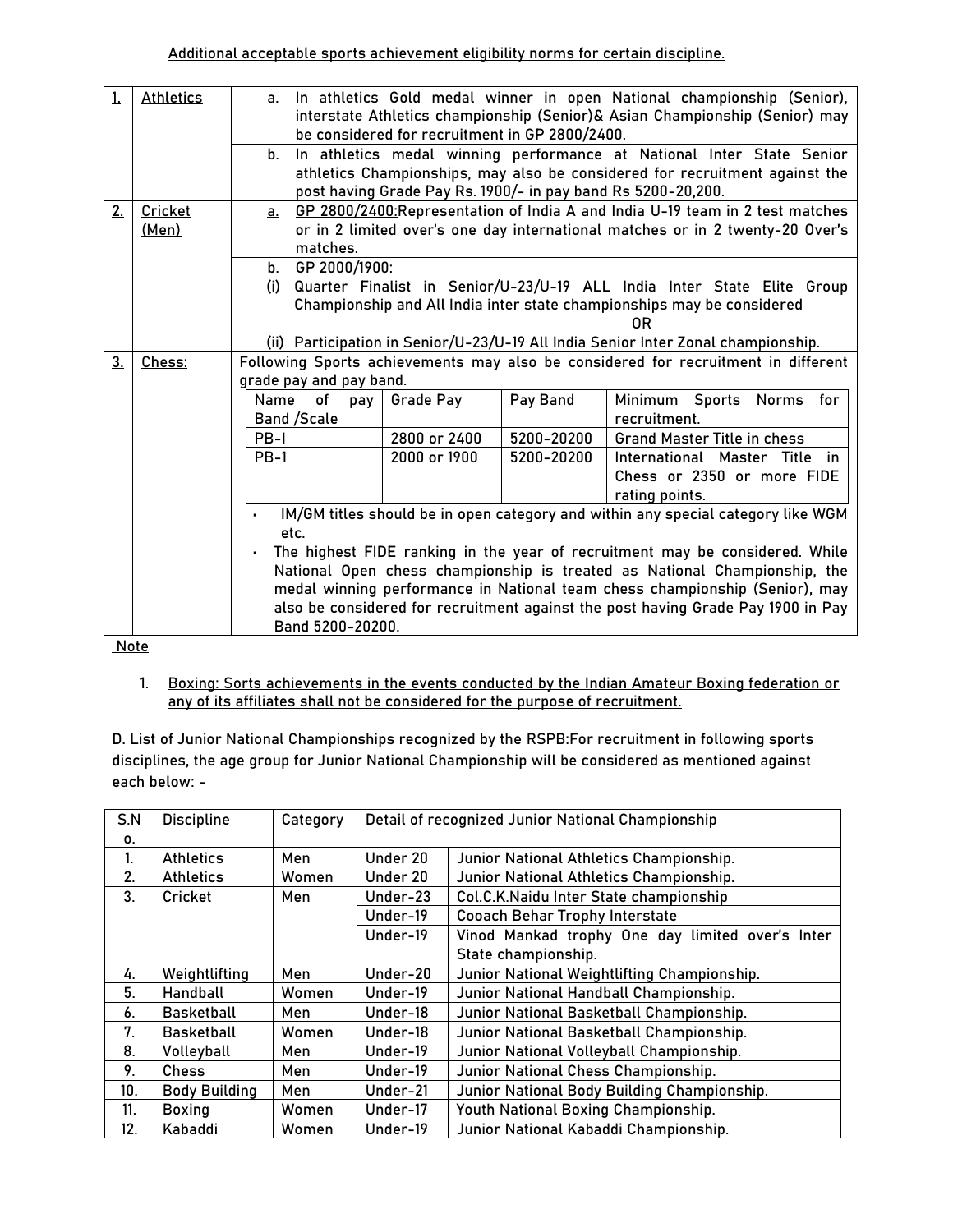Additional acceptable sports achievement eligibility norms for certain discipline.

| | | |
|---|---|---|
| 1. | Athletics | a. In athletics Gold medal winner in open National championship (Senior), interstate Athletics championship (Senior)& Asian Championship (Senior) may be considered for recruitment in GP 2800/2400. |
| | | b. In athletics medal winning performance at National Inter State Senior athletics Championships, may also be considered for recruitment against the post having Grade Pay Rs. 1900/- in pay band Rs 5200-20,200. |
| 2. | Cricket (Men) | a. GP 2800/2400:Representation of India A and India U-19 team in 2 test matches or in 2 limited over's one day international matches or in 2 twenty-20 Over's matches. |
| | | b. GP 2000/1900: (i) Quarter Finalist in Senior/U-23/U-19 ALL India Inter State Elite Group Championship and All India inter state championships may be considered OR (ii) Participation in Senior/U-23/U-19 All India Senior Inter Zonal championship. |
| 3. | Chess: | Following Sports achievements may also be considered for recruitment in different grade pay and pay band. |

| Name of pay Band /Scale | Grade Pay | Pay Band | Minimum Sports Norms for recruitment. |
|---|---|---|---|
| PB-I | 2800 or 2400 | 5200-20200 | Grand Master Title in chess |
| PB-1 | 2000 or 1900 | 5200-20200 | International Master Title in Chess or 2350 or more FIDE rating points. |

- IM/GM titles should be in open category and within any special category like WGM etc.
- The highest FIDE ranking in the year of recruitment may be considered. While National Open chess championship is treated as National Championship, the medal winning performance in National team chess championship (Senior), may also be considered for recruitment against the post having Grade Pay 1900 in Pay Band 5200-20200.

Note

1. Boxing: Sorts achievements in the events conducted by the Indian Amateur Boxing federation or any of its affiliates shall not be considered for the purpose of recruitment.

D. List of Junior National Championships recognized by the RSPB:For recruitment in following sports disciplines, the age group for Junior National Championship will be considered as mentioned against each below: -

| S.No. | Discipline | Category | Detail of recognized Junior National Championship | |
|---|---|---|---|---|
| 1. | Athletics | Men | Under 20 | Junior National Athletics Championship. |
| 2. | Athletics | Women | Under 20 | Junior National Athletics Championship. |
| 3. | Cricket | Men | Under-23 | Col.C.K.Naidu Inter State championship |
| | | | Under-19 | Cooach Behar Trophy Interstate |
| | | | Under-19 | Vinod Mankad trophy One day limited over's Inter State championship. |
| 4. | Weightlifting | Men | Under-20 | Junior National Weightlifting Championship. |
| 5. | Handball | Women | Under-19 | Junior National Handball Championship. |
| 6. | Basketball | Men | Under-18 | Junior National Basketball Championship. |
| 7. | Basketball | Women | Under-18 | Junior National Basketball Championship. |
| 8. | Volleyball | Men | Under-19 | Junior National Volleyball Championship. |
| 9. | Chess | Men | Under-19 | Junior National Chess Championship. |
| 10. | Body Building | Men | Under-21 | Junior National Body Building Championship. |
| 11. | Boxing | Women | Under-17 | Youth National Boxing Championship. |
| 12. | Kabaddi | Women | Under-19 | Junior National Kabaddi Championship. |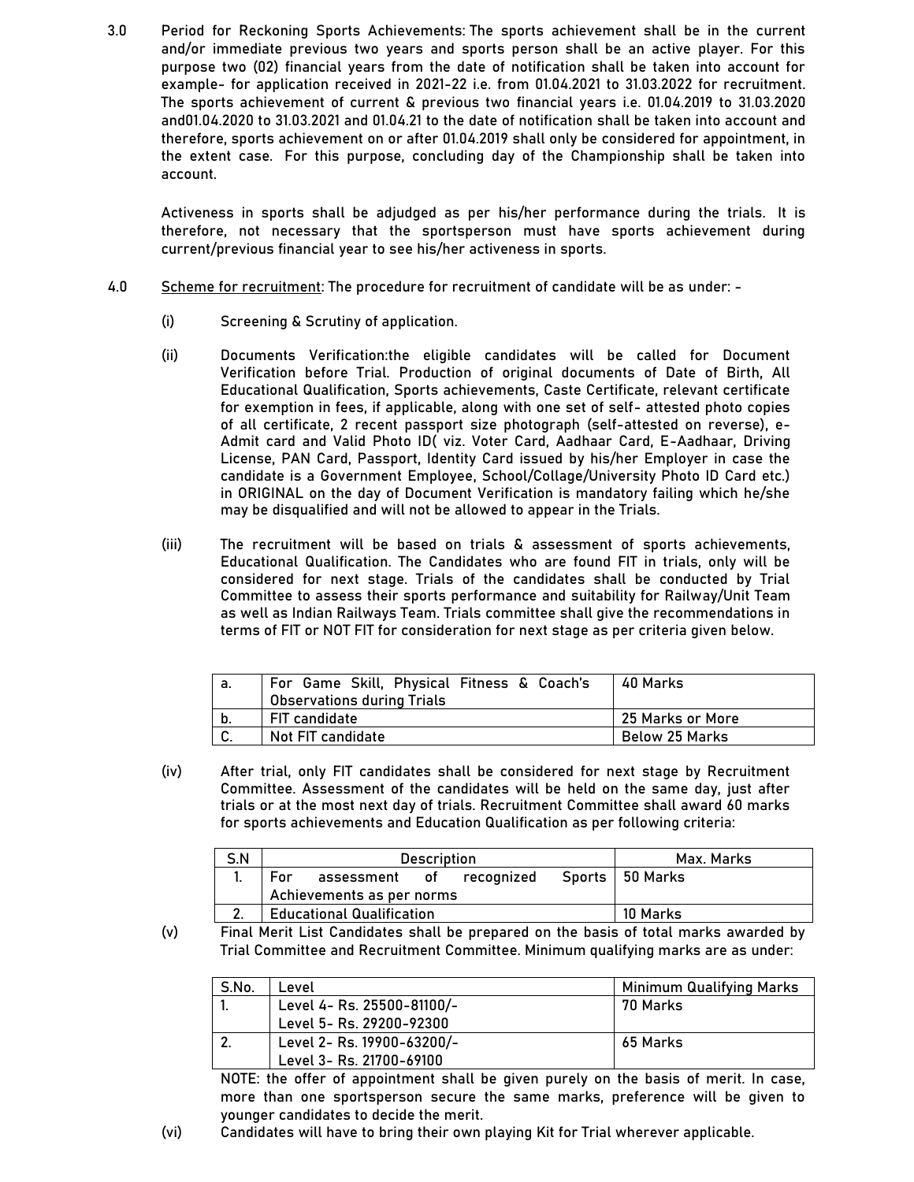3.0 Period for Reckoning Sports Achievements: The sports achievement shall be in the current and/or immediate previous two years and sports person shall be an active player. For this purpose two (02) financial years from the date of notification shall be taken into account for example- for application received in 2021-22 i.e. from 01.04.2021 to 31.03.2022 for recruitment. The sports achievement of current & previous two financial years i.e. 01.04.2019 to 31.03.2020 and01.04.2020 to 31.03.2021 and 01.04.21 to the date of notification shall be taken into account and therefore, sports achievement on or after 01.04.2019 shall only be considered for appointment, in the extent case. For this purpose, concluding day of the Championship shall be taken into account.

Activeness in sports shall be adjudged as per his/her performance during the trials. It is therefore, not necessary that the sportsperson must have sports achievement during current/previous financial year to see his/her activeness in sports.

4.0 Scheme for recruitment: The procedure for recruitment of candidate will be as under: -

(i) Screening & Scrutiny of application.

(ii) Documents Verification:the eligible candidates will be called for Document Verification before Trial. Production of original documents of Date of Birth, All Educational Qualification, Sports achievements, Caste Certificate, relevant certificate for exemption in fees, if applicable, along with one set of self- attested photo copies of all certificate, 2 recent passport size photograph (self-attested on reverse), e-Admit card and Valid Photo ID( viz. Voter Card, Aadhaar Card, E-Aadhaar, Driving License, PAN Card, Passport, Identity Card issued by his/her Employer in case the candidate is a Government Employee, School/Collage/University Photo ID Card etc.) in ORIGINAL on the day of Document Verification is mandatory failing which he/she may be disqualified and will not be allowed to appear in the Trials.

(iii) The recruitment will be based on trials & assessment of sports achievements, Educational Qualification. The Candidates who are found FIT in trials, only will be considered for next stage. Trials of the candidates shall be conducted by Trial Committee to assess their sports performance and suitability for Railway/Unit Team as well as Indian Railways Team. Trials committee shall give the recommendations in terms of FIT or NOT FIT for consideration for next stage as per criteria given below.

| a. | For Game Skill, Physical Fitness & Coach's Observations during Trials | 40 Marks |
|---|---|---|
| b. | FIT candidate | 25 Marks or More |
| C. | Not FIT candidate | Below 25 Marks |

(iv) After trial, only FIT candidates shall be considered for next stage by Recruitment Committee. Assessment of the candidates will be held on the same day, just after trials or at the most next day of trials. Recruitment Committee shall award 60 marks for sports achievements and Education Qualification as per following criteria:

| S.N | Description | Max. Marks |
|---|---|---|
| 1. | For assessment of recognized Sports Achievements as per norms | 50 Marks |
| 2. | Educational Qualification | 10 Marks |

(v) Final Merit List Candidates shall be prepared on the basis of total marks awarded by Trial Committee and Recruitment Committee. Minimum qualifying marks are as under:

| S.No. | Level | Minimum Qualifying Marks |
|---|---|---|
| 1. | Level 4- Rs. 25500-81100/-<br>Level 5- Rs. 29200-92300 | 70 Marks |
| 2. | Level 2- Rs. 19900-63200/-<br>Level 3- Rs. 21700-69100 | 65 Marks |

NOTE: the offer of appointment shall be given purely on the basis of merit. In case, more than one sportsperson secure the same marks, preference will be given to younger candidates to decide the merit.

(vi) Candidates will have to bring their own playing Kit for Trial wherever applicable.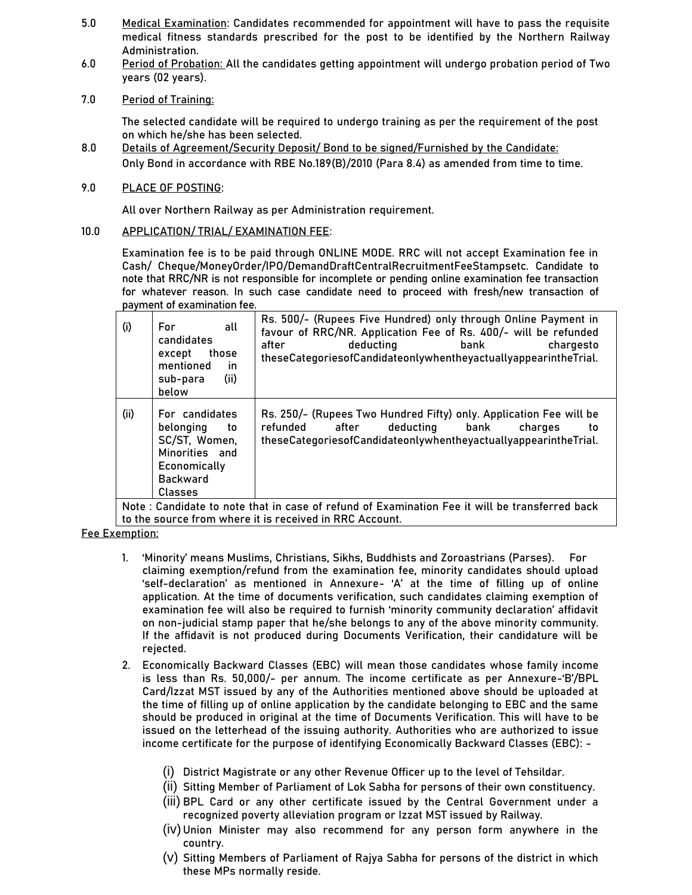5.0 Medical Examination: Candidates recommended for appointment will have to pass the requisite medical fitness standards prescribed for the post to be identified by the Northern Railway Administration.

6.0 Period of Probation: All the candidates getting appointment will undergo probation period of Two years (02 years).

7.0 Period of Training:

The selected candidate will be required to undergo training as per the requirement of the post on which he/she has been selected.

8.0 Details of Agreement/Security Deposit/ Bond to be signed/Furnished by the Candidate:

Only Bond in accordance with RBE No.189(B)/2010 (Para 8.4) as amended from time to time.

9.0 PLACE OF POSTING:

All over Northern Railway as per Administration requirement.

10.0 APPLICATION/ TRIAL/ EXAMINATION FEE:

Examination fee is to be paid through ONLINE MODE. RRC will not accept Examination fee in Cash/ Cheque/MoneyOrder/IPO/DemandDraftCentralRecruitmentFeeStampsetc. Candidate to note that RRC/NR is not responsible for incomplete or pending online examination fee transaction for whatever reason. In such case candidate need to proceed with fresh/new transaction of payment of examination fee.

| | | |
|---|---|---|
| (i) | For all candidates except those mentioned in sub-para (ii) below | Rs. 500/- (Rupees Five Hundred) only through Online Payment in favour of RRC/NR. Application Fee of Rs. 400/- will be refunded after deducting bank chargesto theseCategoriesofCandidateonlywhentheyactuallyappearintheTrial. |
| (ii) | For candidates belonging to SC/ST, Women, Minorities and Economically Backward Classes | Rs. 250/- (Rupees Two Hundred Fifty) only. Application Fee will be refunded after deducting bank charges to theseCategoriesofCandidateonlywhentheyactuallyappearintheTrial. |
| Note : Candidate to note that in case of refund of Examination Fee it will be transferred back to the source from where it is received in RRC Account. | | |

Fee Exemption:

1. 'Minority' means Muslims, Christians, Sikhs, Buddhists and Zoroastrians (Parses). For claiming exemption/refund from the examination fee, minority candidates should upload 'self-declaration' as mentioned in Annexure- 'A' at the time of filling up of online application. At the time of documents verification, such candidates claiming exemption of examination fee will also be required to furnish 'minority community declaration' affidavit on non-judicial stamp paper that he/she belongs to any of the above minority community. If the affidavit is not produced during Documents Verification, their candidature will be rejected.
2. Economically Backward Classes (EBC) will mean those candidates whose family income is less than Rs. 50,000/- per annum. The income certificate as per Annexure-'B'/BPL Card/Izzat MST issued by any of the Authorities mentioned above should be uploaded at the time of filling up of online application by the candidate belonging to EBC and the same should be produced in original at the time of Documents Verification. This will have to be issued on the letterhead of the issuing authority. Authorities who are authorized to issue income certificate for the purpose of identifying Economically Backward Classes (EBC): -

   (i) District Magistrate or any other Revenue Officer up to the level of Tehsildar.
   (ii) Sitting Member of Parliament of Lok Sabha for persons of their own constituency.
   (iii) BPL Card or any other certificate issued by the Central Government under a recognized poverty alleviation program or Izzat MST issued by Railway.
   (iv) Union Minister may also recommend for any person form anywhere in the country.
   (v) Sitting Members of Parliament of Rajya Sabha for persons of the district in which these MPs normally reside.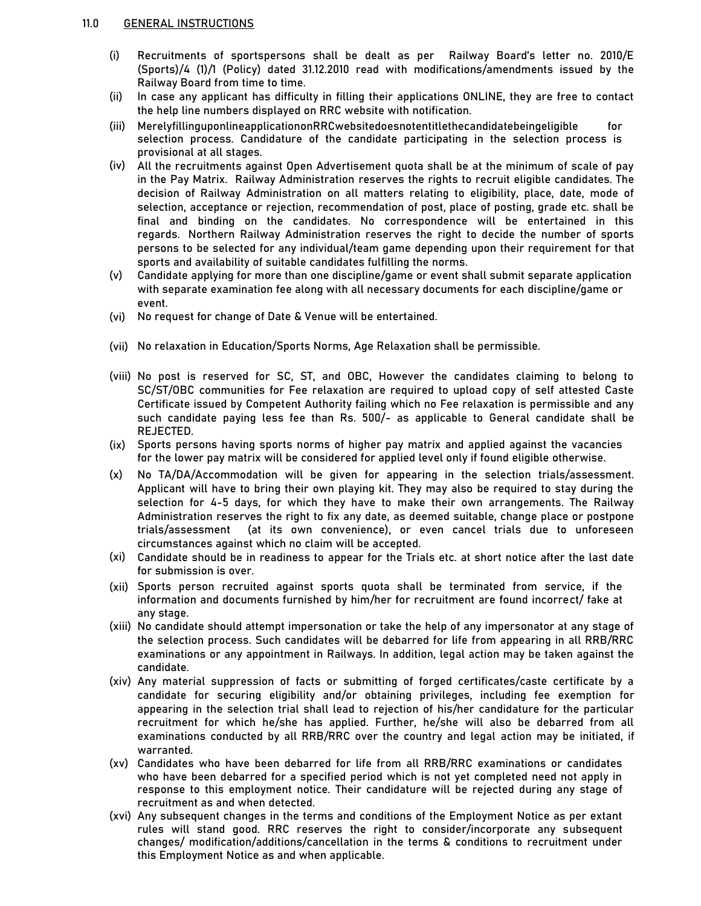## 11.0 GENERAL INSTRUCTIONS

(i) Recruitments of sportspersons shall be dealt as per Railway Board's letter no. 2010/E (Sports)/4 (1)/1 (Policy) dated 31.12.2010 read with modifications/amendments issued by the Railway Board from time to time.

(ii) In case any applicant has difficulty in filling their applications ONLINE, they are free to contact the help line numbers displayed on RRC website with notification.

(iii) MerelyfillinguponlineapplicationonRRCwebsitedoesnotentitlethecandidatebeingeligible for selection process. Candidature of the candidate participating in the selection process is provisional at all stages.

(iv) All the recruitments against Open Advertisement quota shall be at the minimum of scale of pay in the Pay Matrix. Railway Administration reserves the rights to recruit eligible candidates. The decision of Railway Administration on all matters relating to eligibility, place, date, mode of selection, acceptance or rejection, recommendation of post, place of posting, grade etc. shall be final and binding on the candidates. No correspondence will be entertained in this regards. Northern Railway Administration reserves the right to decide the number of sports persons to be selected for any individual/team game depending upon their requirement for that sports and availability of suitable candidates fulfilling the norms.

(v) Candidate applying for more than one discipline/game or event shall submit separate application with separate examination fee along with all necessary documents for each discipline/game or event.

(vi) No request for change of Date & Venue will be entertained.

(vii) No relaxation in Education/Sports Norms, Age Relaxation shall be permissible.

(viii) No post is reserved for SC, ST, and OBC, However the candidates claiming to belong to SC/ST/OBC communities for Fee relaxation are required to upload copy of self attested Caste Certificate issued by Competent Authority failing which no Fee relaxation is permissible and any such candidate paying less fee than Rs. 500/- as applicable to General candidate shall be REJECTED.

(ix) Sports persons having sports norms of higher pay matrix and applied against the vacancies for the lower pay matrix will be considered for applied level only if found eligible otherwise.

(x) No TA/DA/Accommodation will be given for appearing in the selection trials/assessment. Applicant will have to bring their own playing kit. They may also be required to stay during the selection for 4-5 days, for which they have to make their own arrangements. The Railway Administration reserves the right to fix any date, as deemed suitable, change place or postpone trials/assessment (at its own convenience), or even cancel trials due to unforeseen circumstances against which no claim will be accepted.

(xi) Candidate should be in readiness to appear for the Trials etc. at short notice after the last date for submission is over.

(xii) Sports person recruited against sports quota shall be terminated from service, if the information and documents furnished by him/her for recruitment are found incorrect/ fake at any stage.

(xiii) No candidate should attempt impersonation or take the help of any impersonator at any stage of the selection process. Such candidates will be debarred for life from appearing in all RRB/RRC examinations or any appointment in Railways. In addition, legal action may be taken against the candidate.

(xiv) Any material suppression of facts or submitting of forged certificates/caste certificate by a candidate for securing eligibility and/or obtaining privileges, including fee exemption for appearing in the selection trial shall lead to rejection of his/her candidature for the particular recruitment for which he/she has applied. Further, he/she will also be debarred from all examinations conducted by all RRB/RRC over the country and legal action may be initiated, if warranted.

(xv) Candidates who have been debarred for life from all RRB/RRC examinations or candidates who have been debarred for a specified period which is not yet completed need not apply in response to this employment notice. Their candidature will be rejected during any stage of recruitment as and when detected.

(xvi) Any subsequent changes in the terms and conditions of the Employment Notice as per extant rules will stand good. RRC reserves the right to consider/incorporate any subsequent changes/ modification/additions/cancellation in the terms & conditions to recruitment under this Employment Notice as and when applicable.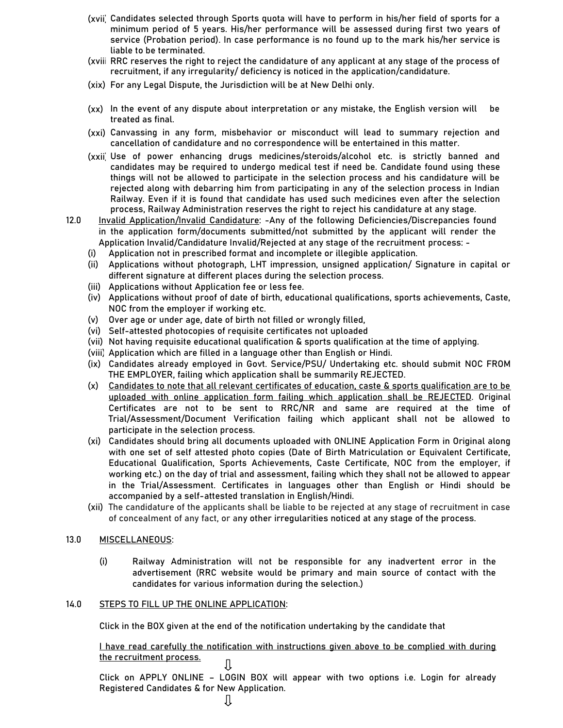(xvii) Candidates selected through Sports quota will have to perform in his/her field of sports for a minimum period of 5 years. His/her performance will be assessed during first two years of service (Probation period). In case performance is no found up to the mark his/her service is liable to be terminated.

(xviii) RRC reserves the right to reject the candidature of any applicant at any stage of the process of recruitment, if any irregularity/ deficiency is noticed in the application/candidature.

(xix) For any Legal Dispute, the Jurisdiction will be at New Delhi only.

(xx) In the event of any dispute about interpretation or any mistake, the English version will be treated as final.

(xxi) Canvassing in any form, misbehavior or misconduct will lead to summary rejection and cancellation of candidature and no correspondence will be entertained in this matter.

(xxii) Use of power enhancing drugs medicines/steroids/alcohol etc. is strictly banned and candidates may be required to undergo medical test if need be. Candidate found using these things will not be allowed to participate in the selection process and his candidature will be rejected along with debarring him from participating in any of the selection process in Indian Railway. Even if it is found that candidate has used such medicines even after the selection process, Railway Administration reserves the right to reject his candidature at any stage.

12.0 <u>Invalid Application/Invalid Candidature</u>: -Any of the following Deficiencies/Discrepancies found in the application form/documents submitted/not submitted by the applicant will render the Application Invalid/Candidature Invalid/Rejected at any stage of the recruitment process: -

(i) Application not in prescribed format and incomplete or illegible application.

(ii) Applications without photograph, LHT impression, unsigned application/ Signature in capital or different signature at different places during the selection process.

(iii) Applications without Application fee or less fee.

(iv) Applications without proof of date of birth, educational qualifications, sports achievements, Caste, NOC from the employer if working etc.

(v) Over age or under age, date of birth not filled or wrongly filled,

(vi) Self-attested photocopies of requisite certificates not uploaded

(vii) Not having requisite educational qualification & sports qualification at the time of applying.

(viii) Application which are filled in a language other than English or Hindi.

(ix) Candidates already employed in Govt. Service/PSU/ Undertaking etc. should submit NOC FROM THE EMPLOYER, failing which application shall be summarily REJECTED.

(x) <u>Candidates to note that all relevant certificates of education, caste & sports qualification are to be uploaded with online application form failing which application shall be REJECTED</u>. Original Certificates are not to be sent to RRC/NR and same are required at the time of Trial/Assessment/Document Verification failing which applicant shall not be allowed to participate in the selection process.

(xi) Candidates should bring all documents uploaded with ONLINE Application Form in Original along with one set of self attested photo copies (Date of Birth Matriculation or Equivalent Certificate, Educational Qualification, Sports Achievements, Caste Certificate, NOC from the employer, if working etc.) on the day of trial and assessment, failing which they shall not be allowed to appear in the Trial/Assessment. Certificates in languages other than English or Hindi should be accompanied by a self-attested translation in English/Hindi.

(xii) The candidature of the applicants shall be liable to be rejected at any stage of recruitment in case of concealment of any fact, or any other irregularities noticed at any stage of the process.

13.0 <u>MISCELLANEOUS</u>:

(i) Railway Administration will not be responsible for any inadvertent error in the advertisement (RRC website would be primary and main source of contact with the candidates for various information during the selection.)

14.0 <u>STEPS TO FILL UP THE ONLINE APPLICATION</u>:

Click in the BOX given at the end of the notification undertaking by the candidate that

<u>I have read carefully the notification with instructions given above to be complied with during the recruitment process.</u>

⇩

Click on APPLY ONLINE – LOGIN BOX will appear with two options i.e. Login for already Registered Candidates & for New Application.

⇩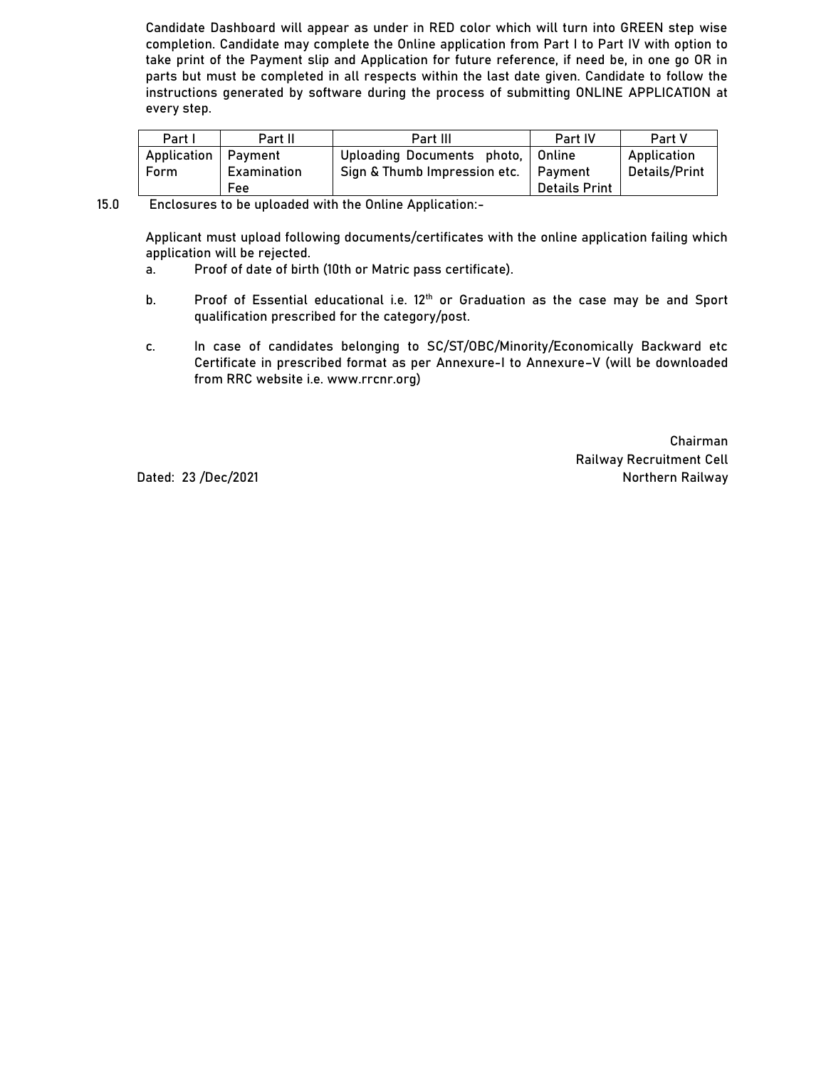Candidate Dashboard will appear as under in RED color which will turn into GREEN step wise completion. Candidate may complete the Online application from Part I to Part IV with option to take print of the Payment slip and Application for future reference, if need be, in one go OR in parts but must be completed in all respects within the last date given. Candidate to follow the instructions generated by software during the process of submitting ONLINE APPLICATION at every step.

| Part I | Part II | Part III | Part IV | Part V |
|---|---|---|---|---|
| Application Form | Payment Examination Fee | Uploading Documents photo, Sign & Thumb Impression etc. | Online Payment Details Print | Application Details/Print |

15.0 Enclosures to be uploaded with the Online Application:-

Applicant must upload following documents/certificates with the online application failing which application will be rejected.

a. Proof of date of birth (10th or Matric pass certificate).

b. Proof of Essential educational i.e. 12th or Graduation as the case may be and Sport qualification prescribed for the category/post.

c. In case of candidates belonging to SC/ST/OBC/Minority/Economically Backward etc Certificate in prescribed format as per Annexure-I to Annexure–V (will be downloaded from RRC website i.e. www.rrcnr.org)

Chairman
Railway Recruitment Cell
Northern Railway

Dated: 23 /Dec/2021